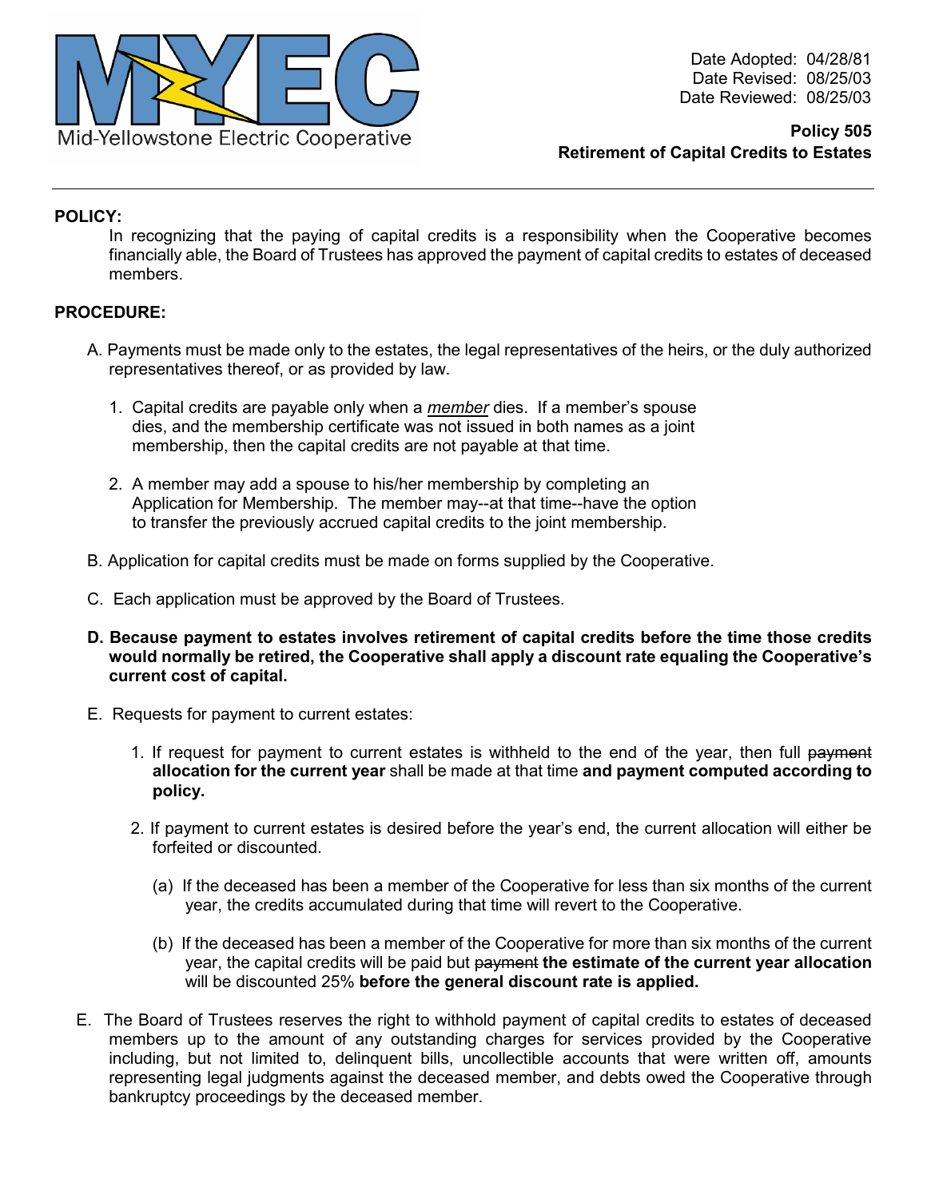Mid-Yellowstone Electric Cooperative

Date Adopted: 04/28/81
Date Revised: 08/25/03
Date Reviewed: 08/25/03

**Policy 505**
**Retirement of Capital Credits to Estates**

---

**POLICY:**

In recognizing that the paying of capital credits is a responsibility when the Cooperative becomes financially able, the Board of Trustees has approved the payment of capital credits to estates of deceased members.

**PROCEDURE:**

A. Payments must be made only to the estates, the legal representatives of the heirs, or the duly authorized representatives thereof, or as provided by law.

1. Capital credits are payable only when a ***member*** dies. If a member's spouse dies, and the membership certificate was not issued in both names as a joint membership, then the capital credits are not payable at that time.

2. A member may add a spouse to his/her membership by completing an Application for Membership. The member may--at that time--have the option to transfer the previously accrued capital credits to the joint membership.

B. Application for capital credits must be made on forms supplied by the Cooperative.

C. Each application must be approved by the Board of Trustees.

**D. Because payment to estates involves retirement of capital credits before the time those credits would normally be retired, the Cooperative shall apply a discount rate equaling the Cooperative's current cost of capital.**

E. Requests for payment to current estates:

1. If request for payment to current estates is withheld to the end of the year, then full ~~payment~~ **allocation for the current year** shall be made at that time **and payment computed according to policy.**

2. If payment to current estates is desired before the year's end, the current allocation will either be forfeited or discounted.

   (a) If the deceased has been a member of the Cooperative for less than six months of the current year, the credits accumulated during that time will revert to the Cooperative.

   (b) If the deceased has been a member of the Cooperative for more than six months of the current year, the capital credits will be paid but ~~payment~~ **the estimate of the current year allocation** will be discounted 25% **before the general discount rate is applied.**

E. The Board of Trustees reserves the right to withhold payment of capital credits to estates of deceased members up to the amount of any outstanding charges for services provided by the Cooperative including, but not limited to, delinquent bills, uncollectible accounts that were written off, amounts representing legal judgments against the deceased member, and debts owed the Cooperative through bankruptcy proceedings by the deceased member.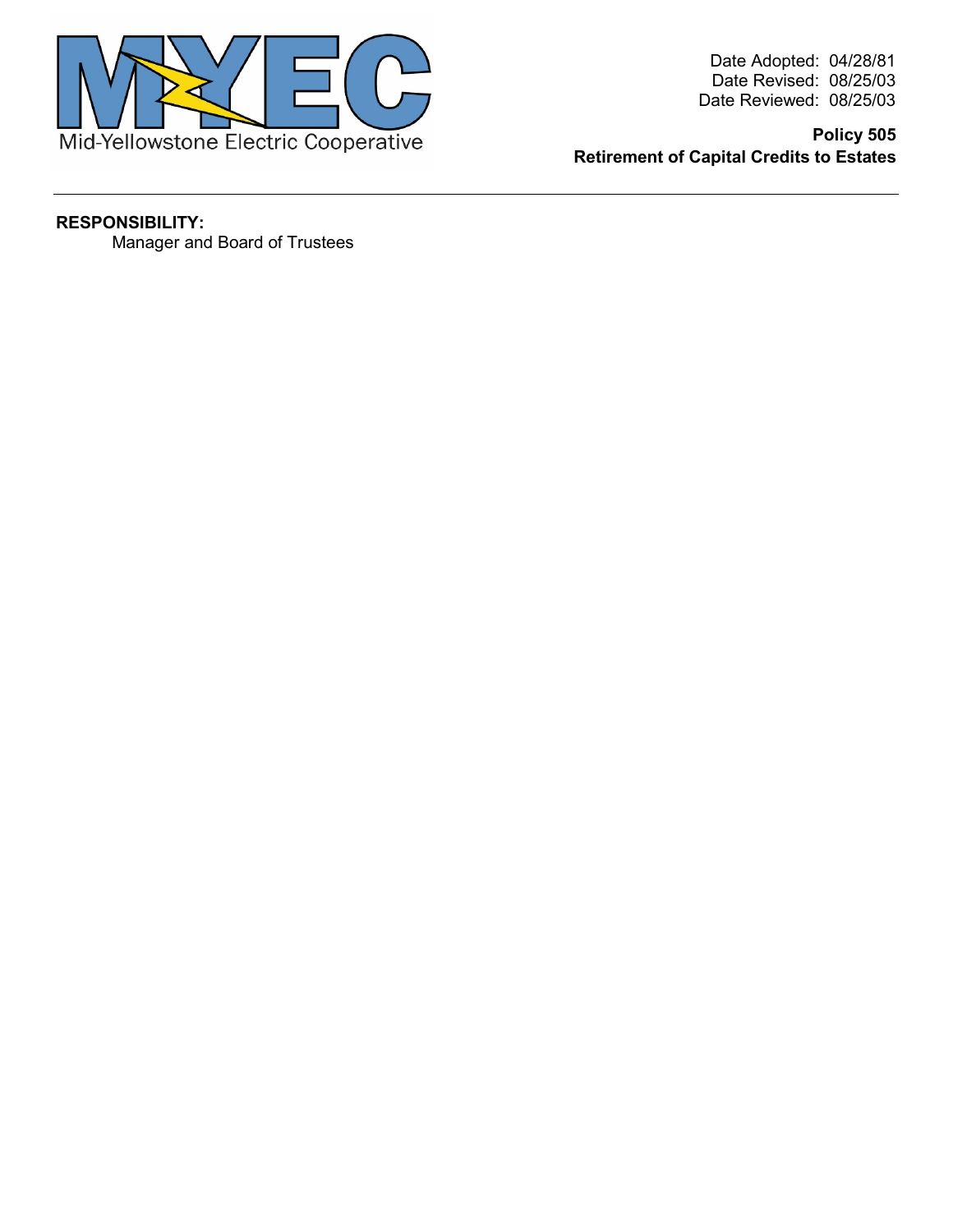Date Adopted: 04/28/81
Date Revised: 08/25/03
Date Reviewed: 08/25/03

**Policy 505**
**Retirement of Capital Credits to Estates**

**RESPONSIBILITY:**

Manager and Board of Trustees